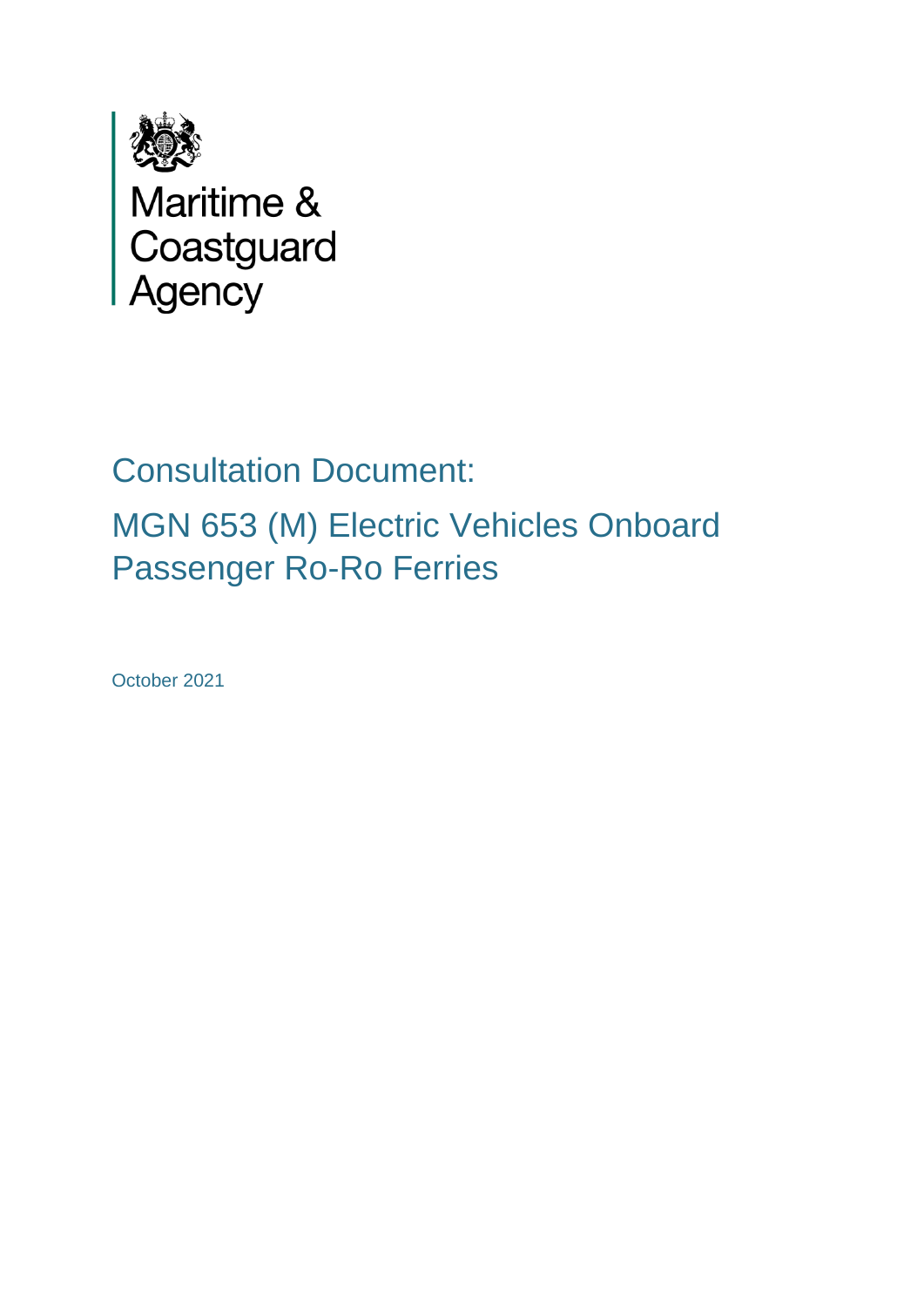Maritime & Coastguard Agency

# Consultation Document:

# MGN 653 (M) Electric Vehicles Onboard Passenger Ro-Ro Ferries

October 2021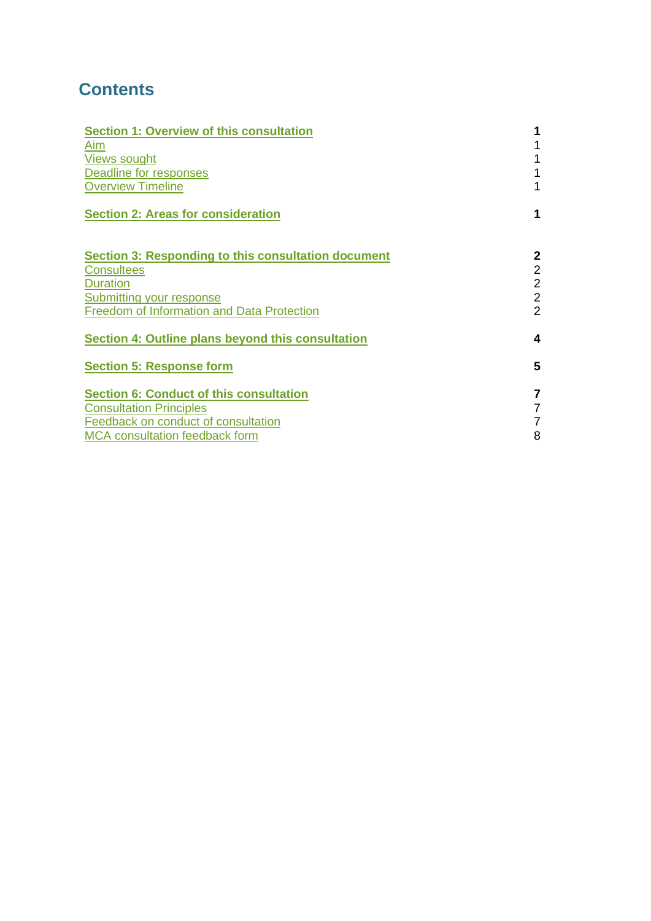# Contents

| | |
|---|---|
| **Section 1: Overview of this consultation** | **1** |
| Aim | 1 |
| Views sought | 1 |
| Deadline for responses | 1 |
| Overview Timeline | 1 |
| **Section 2: Areas for consideration** | **1** |
| **Section 3: Responding to this consultation document** | **2** |
| Consultees | 2 |
| Duration | 2 |
| Submitting your response | 2 |
| Freedom of Information and Data Protection | 2 |
| **Section 4: Outline plans beyond this consultation** | **4** |
| **Section 5: Response form** | **5** |
| **Section 6: Conduct of this consultation** | **7** |
| Consultation Principles | 7 |
| Feedback on conduct of consultation | 7 |
| MCA consultation feedback form | 8 |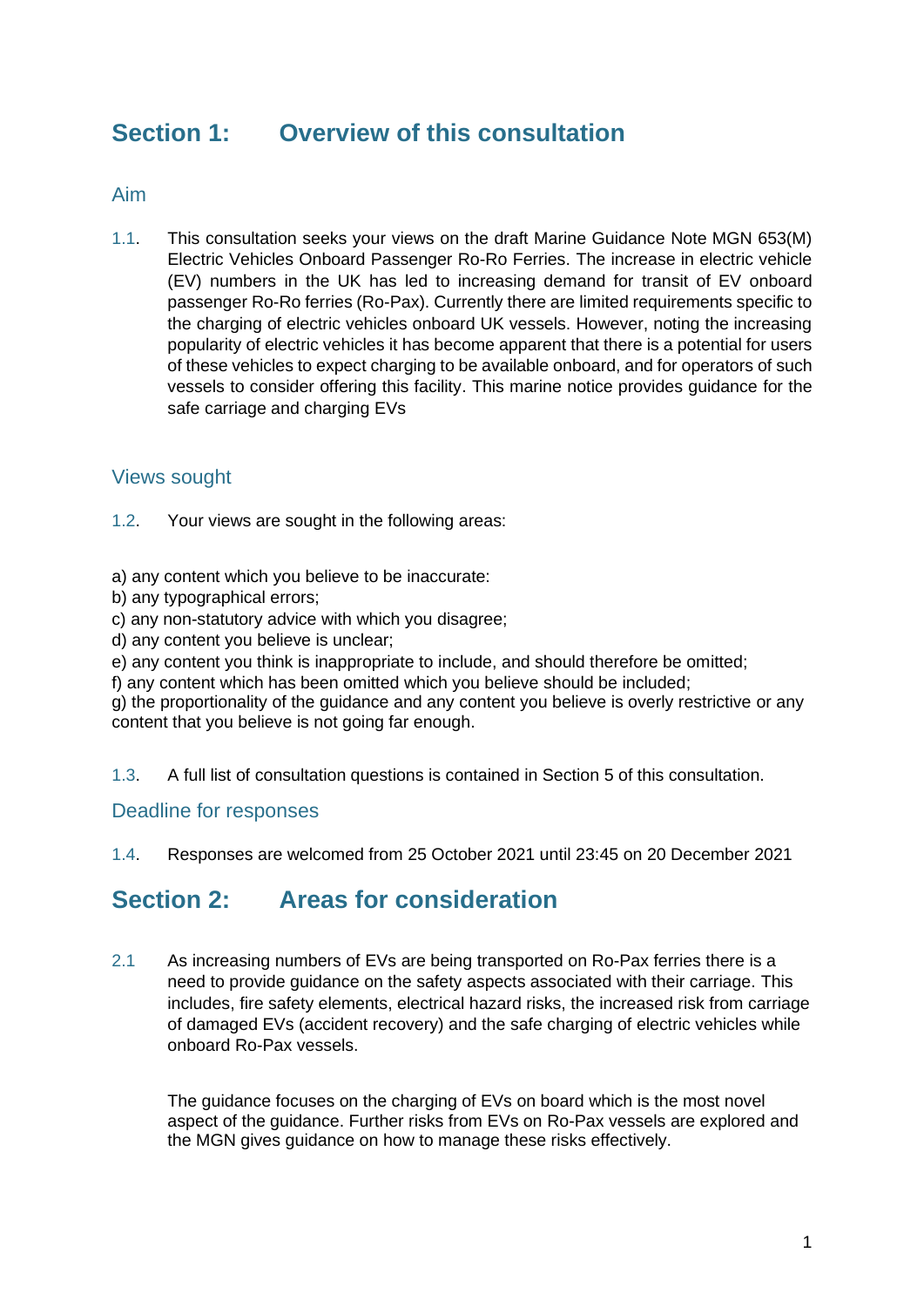## Section 1: Overview of this consultation

### Aim

1.1. This consultation seeks your views on the draft Marine Guidance Note MGN 653(M) Electric Vehicles Onboard Passenger Ro-Ro Ferries. The increase in electric vehicle (EV) numbers in the UK has led to increasing demand for transit of EV onboard passenger Ro-Ro ferries (Ro-Pax). Currently there are limited requirements specific to the charging of electric vehicles onboard UK vessels. However, noting the increasing popularity of electric vehicles it has become apparent that there is a potential for users of these vehicles to expect charging to be available onboard, and for operators of such vessels to consider offering this facility. This marine notice provides guidance for the safe carriage and charging EVs

### Views sought

1.2. Your views are sought in the following areas:

a) any content which you believe to be inaccurate:
b) any typographical errors;
c) any non-statutory advice with which you disagree;
d) any content you believe is unclear;
e) any content you think is inappropriate to include, and should therefore be omitted;
f) any content which has been omitted which you believe should be included;
g) the proportionality of the guidance and any content you believe is overly restrictive or any content that you believe is not going far enough.

1.3. A full list of consultation questions is contained in Section 5 of this consultation.

### Deadline for responses

1.4. Responses are welcomed from 25 October 2021 until 23:45 on 20 December 2021

## Section 2: Areas for consideration

2.1 As increasing numbers of EVs are being transported on Ro-Pax ferries there is a need to provide guidance on the safety aspects associated with their carriage. This includes, fire safety elements, electrical hazard risks, the increased risk from carriage of damaged EVs (accident recovery) and the safe charging of electric vehicles while onboard Ro-Pax vessels.

The guidance focuses on the charging of EVs on board which is the most novel aspect of the guidance. Further risks from EVs on Ro-Pax vessels are explored and the MGN gives guidance on how to manage these risks effectively.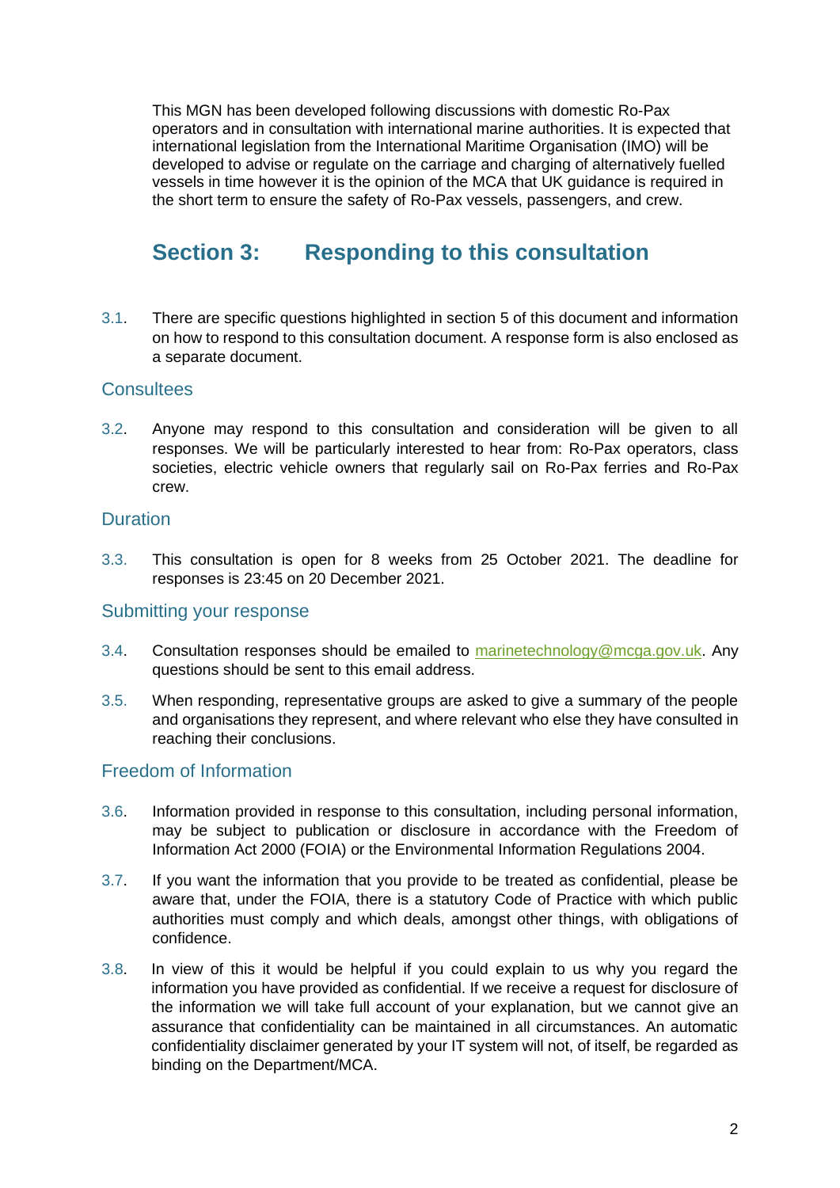This MGN has been developed following discussions with domestic Ro-Pax operators and in consultation with international marine authorities. It is expected that international legislation from the International Maritime Organisation (IMO) will be developed to advise or regulate on the carriage and charging of alternatively fuelled vessels in time however it is the opinion of the MCA that UK guidance is required in the short term to ensure the safety of Ro-Pax vessels, passengers, and crew.

## Section 3: Responding to this consultation

3.1. There are specific questions highlighted in section 5 of this document and information on how to respond to this consultation document. A response form is also enclosed as a separate document.

### Consultees

3.2. Anyone may respond to this consultation and consideration will be given to all responses. We will be particularly interested to hear from: Ro-Pax operators, class societies, electric vehicle owners that regularly sail on Ro-Pax ferries and Ro-Pax crew.

### Duration

3.3. This consultation is open for 8 weeks from 25 October 2021. The deadline for responses is 23:45 on 20 December 2021.

### Submitting your response

3.4. Consultation responses should be emailed to marinetechnology@mcga.gov.uk. Any questions should be sent to this email address.

3.5. When responding, representative groups are asked to give a summary of the people and organisations they represent, and where relevant who else they have consulted in reaching their conclusions.

### Freedom of Information

3.6. Information provided in response to this consultation, including personal information, may be subject to publication or disclosure in accordance with the Freedom of Information Act 2000 (FOIA) or the Environmental Information Regulations 2004.

3.7. If you want the information that you provide to be treated as confidential, please be aware that, under the FOIA, there is a statutory Code of Practice with which public authorities must comply and which deals, amongst other things, with obligations of confidence.

3.8. In view of this it would be helpful if you could explain to us why you regard the information you have provided as confidential. If we receive a request for disclosure of the information we will take full account of your explanation, but we cannot give an assurance that confidentiality can be maintained in all circumstances. An automatic confidentiality disclaimer generated by your IT system will not, of itself, be regarded as binding on the Department/MCA.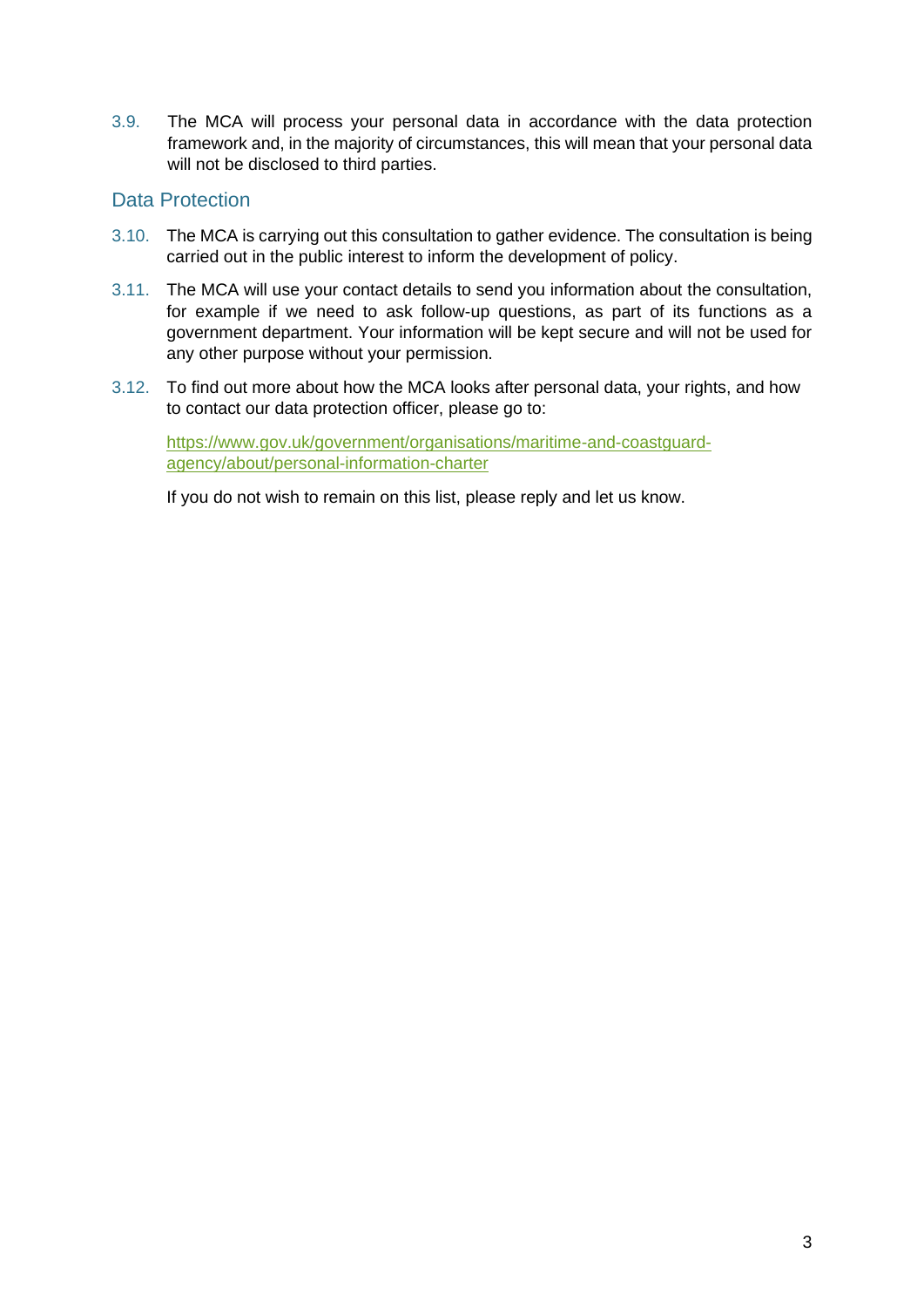3.9. The MCA will process your personal data in accordance with the data protection framework and, in the majority of circumstances, this will mean that your personal data will not be disclosed to third parties.

## Data Protection

3.10. The MCA is carrying out this consultation to gather evidence. The consultation is being carried out in the public interest to inform the development of policy.

3.11. The MCA will use your contact details to send you information about the consultation, for example if we need to ask follow-up questions, as part of its functions as a government department. Your information will be kept secure and will not be used for any other purpose without your permission.

3.12. To find out more about how the MCA looks after personal data, your rights, and how to contact our data protection officer, please go to:

[https://www.gov.uk/government/organisations/maritime-and-coastguard-agency/about/personal-information-charter](https://www.gov.uk/government/organisations/maritime-and-coastguard-agency/about/personal-information-charter)

If you do not wish to remain on this list, please reply and let us know.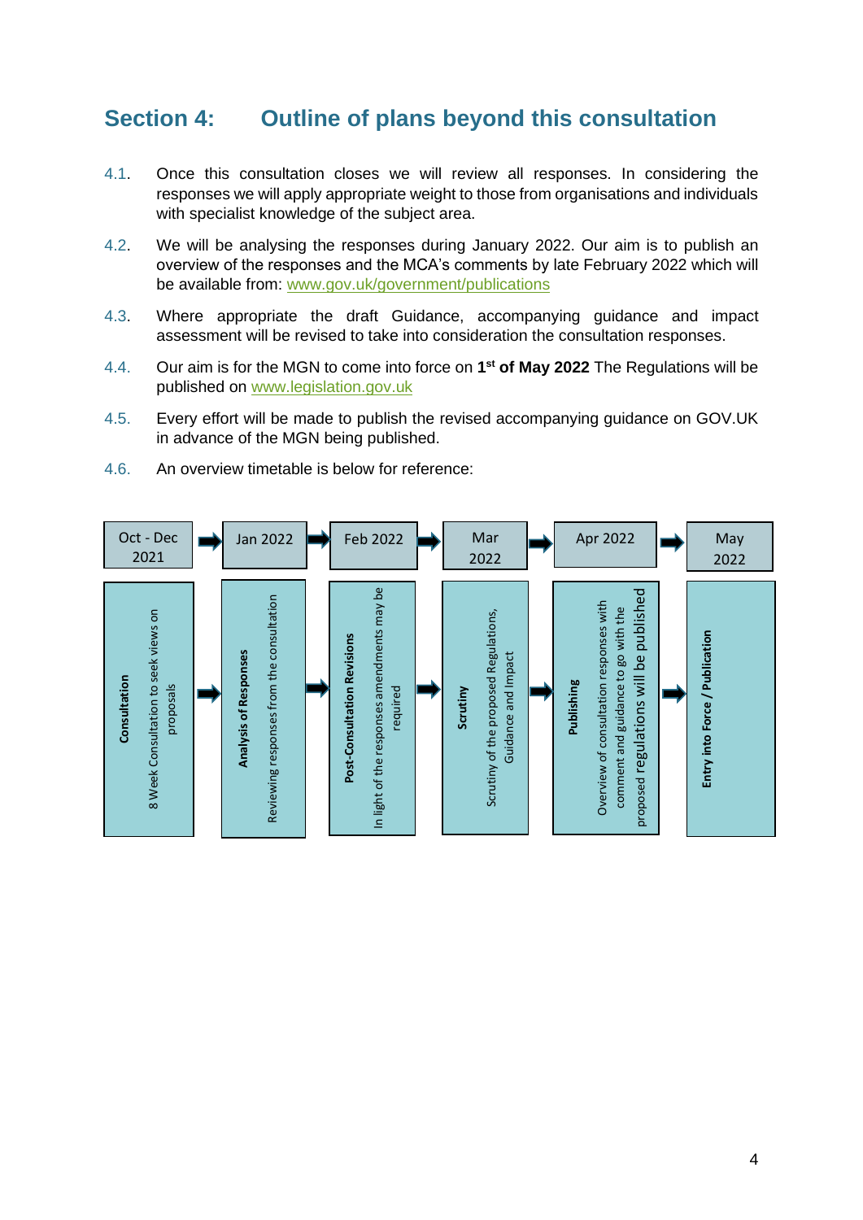## Section 4: Outline of plans beyond this consultation

4.1. Once this consultation closes we will review all responses. In considering the responses we will apply appropriate weight to those from organisations and individuals with specialist knowledge of the subject area.

4.2. We will be analysing the responses during January 2022. Our aim is to publish an overview of the responses and the MCA's comments by late February 2022 which will be available from: www.gov.uk/government/publications

4.3. Where appropriate the draft Guidance, accompanying guidance and impact assessment will be revised to take into consideration the consultation responses.

4.4. Our aim is for the MGN to come into force on **1st of May 2022** The Regulations will be published on www.legislation.gov.uk

4.5. Every effort will be made to publish the revised accompanying guidance on GOV.UK in advance of the MGN being published.

4.6. An overview timetable is below for reference:

| Oct - Dec 2021 | Jan 2022 | Feb 2022 | Mar 2022 | Apr 2022 | May 2022 |
|---|---|---|---|---|---|
| **Consultation** 8 Week Consultation to seek views on proposals | **Analysis of Responses** Reviewing responses from the consultation | **Post-Consultation Revisions** In light of the responses amendments may be required | **Scrutiny** Scrutiny of the proposed Regulations, Guidance and Impact | **Publishing** Overview of consultation responses with comment and guidance to go with the proposed regulations will be published | **Entry into Force / Publication** |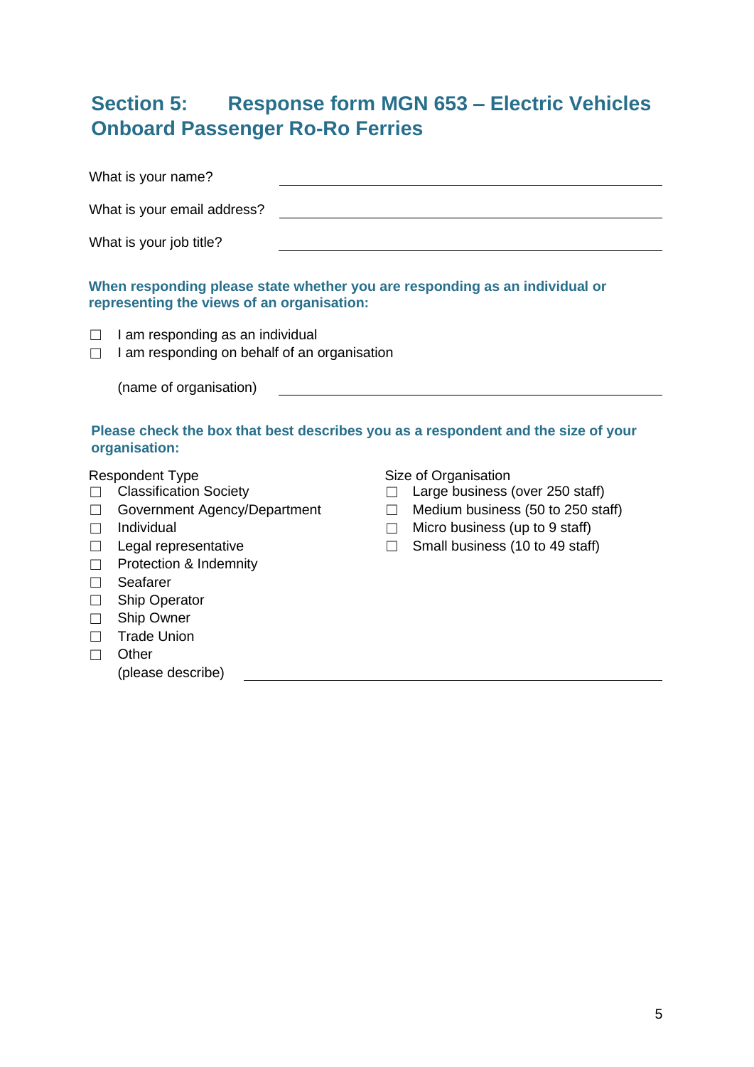## Section 5: Response form MGN 653 – Electric Vehicles Onboard Passenger Ro-Ro Ferries

What is your name? \_\_\_\_\_\_\_\_\_\_\_\_\_\_\_\_\_\_\_\_\_\_\_\_\_\_\_\_\_\_

What is your email address? \_\_\_\_\_\_\_\_\_\_\_\_\_\_\_\_\_\_\_\_\_\_\_\_\_\_\_\_\_\_

What is your job title? \_\_\_\_\_\_\_\_\_\_\_\_\_\_\_\_\_\_\_\_\_\_\_\_\_\_\_\_\_\_

**When responding please state whether you are responding as an individual or representing the views of an organisation:**

☐ I am responding as an individual
☐ I am responding on behalf of an organisation

(name of organisation) \_\_\_\_\_\_\_\_\_\_\_\_\_\_\_\_\_\_\_\_\_\_\_\_\_\_\_\_\_\_

**Please check the box that best describes you as a respondent and the size of your organisation:**

Respondent Type
☐ Classification Society
☐ Government Agency/Department
☐ Individual
☐ Legal representative
☐ Protection & Indemnity
☐ Seafarer
☐ Ship Operator
☐ Ship Owner
☐ Trade Union
☐ Other
(please describe) \_\_\_\_\_\_\_\_\_\_\_\_\_\_\_\_\_\_\_\_\_\_\_\_\_\_\_\_\_\_

Size of Organisation
☐ Large business (over 250 staff)
☐ Medium business (50 to 250 staff)
☐ Micro business (up to 9 staff)
☐ Small business (10 to 49 staff)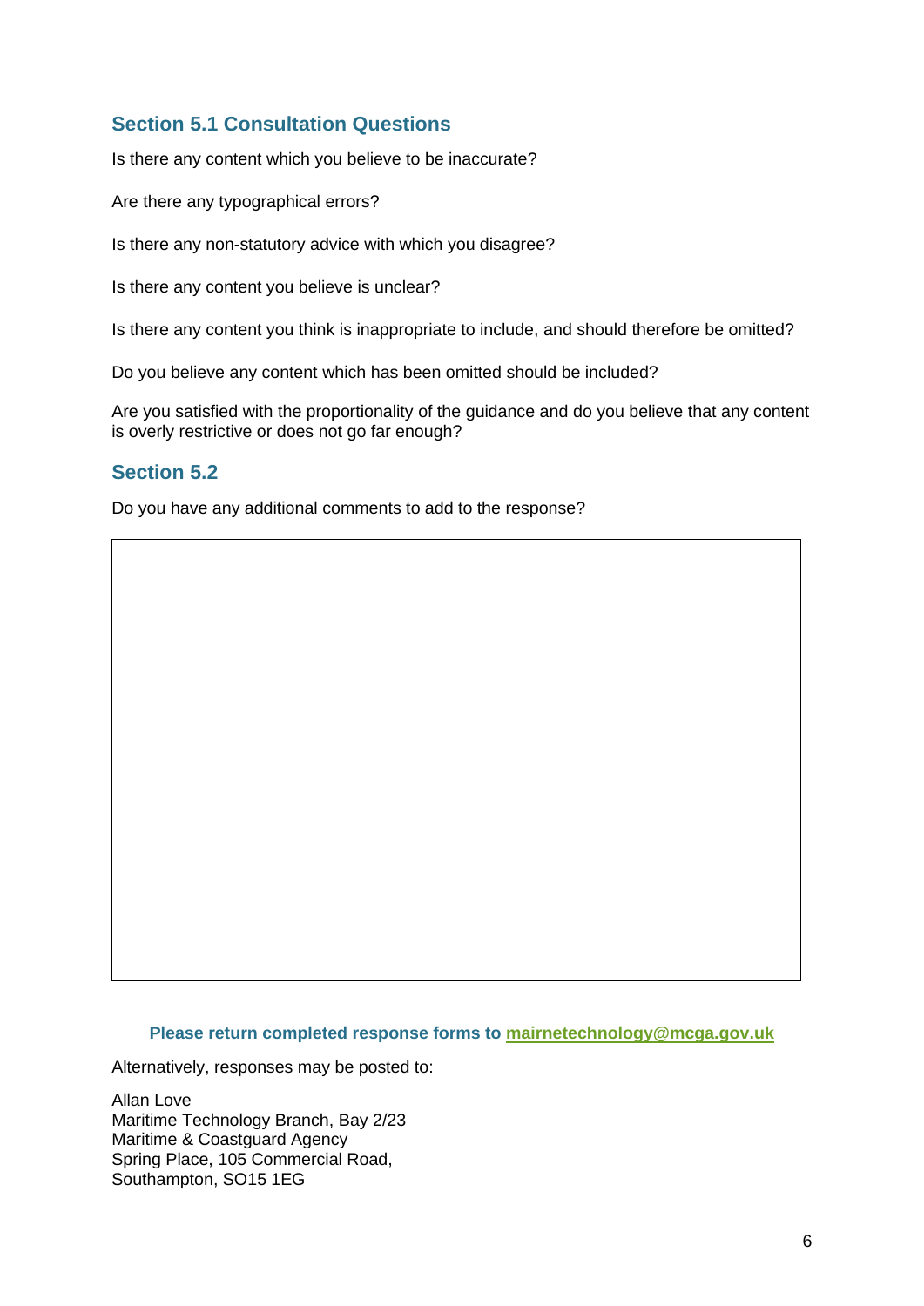## Section 5.1 Consultation Questions

Is there any content which you believe to be inaccurate?

Are there any typographical errors?

Is there any non-statutory advice with which you disagree?

Is there any content you believe is unclear?

Is there any content you think is inappropriate to include, and should therefore be omitted?

Do you believe any content which has been omitted should be included?

Are you satisfied with the proportionality of the guidance and do you believe that any content is overly restrictive or does not go far enough?

## Section 5.2

Do you have any additional comments to add to the response?

| |
|---|
| |

**Please return completed response forms to [mairnetechnology@mcga.gov.uk](mailto:mairnetechnology@mcga.gov.uk)**

Alternatively, responses may be posted to:

Allan Love
Maritime Technology Branch, Bay 2/23
Maritime & Coastguard Agency
Spring Place, 105 Commercial Road,
Southampton, SO15 1EG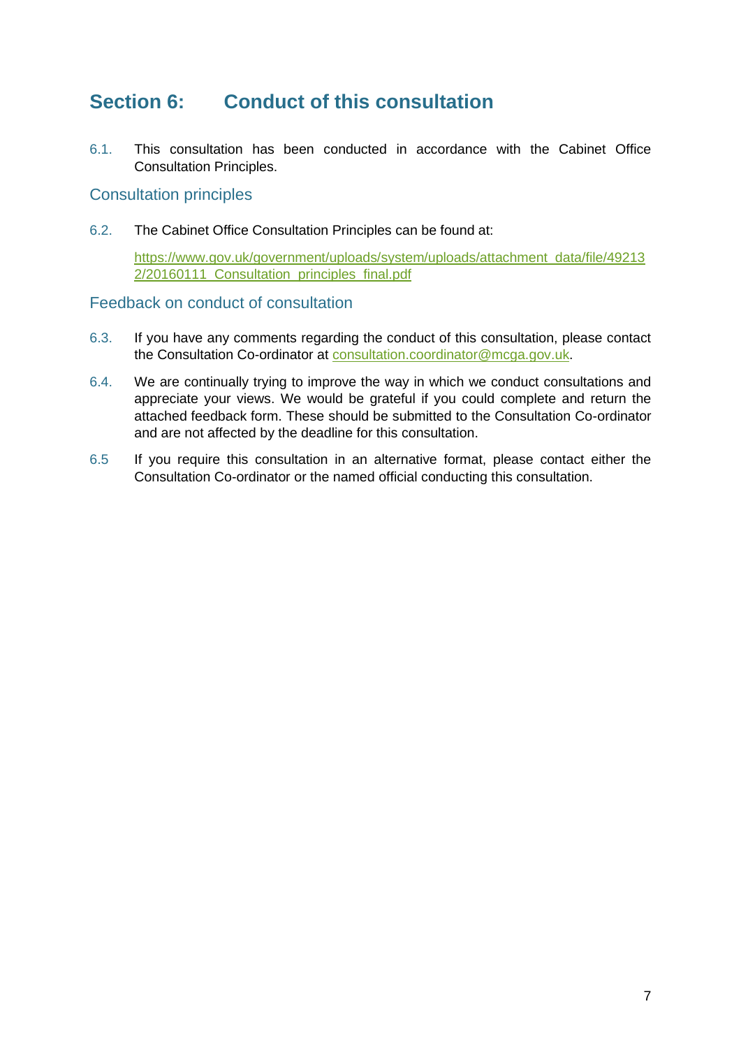## Section 6: Conduct of this consultation

6.1. This consultation has been conducted in accordance with the Cabinet Office Consultation Principles.

### Consultation principles

6.2. The Cabinet Office Consultation Principles can be found at:

https://www.gov.uk/government/uploads/system/uploads/attachment_data/file/492132/20160111_Consultation_principles_final.pdf

### Feedback on conduct of consultation

6.3. If you have any comments regarding the conduct of this consultation, please contact the Consultation Co-ordinator at consultation.coordinator@mcga.gov.uk.

6.4. We are continually trying to improve the way in which we conduct consultations and appreciate your views. We would be grateful if you could complete and return the attached feedback form. These should be submitted to the Consultation Co-ordinator and are not affected by the deadline for this consultation.

6.5 If you require this consultation in an alternative format, please contact either the Consultation Co-ordinator or the named official conducting this consultation.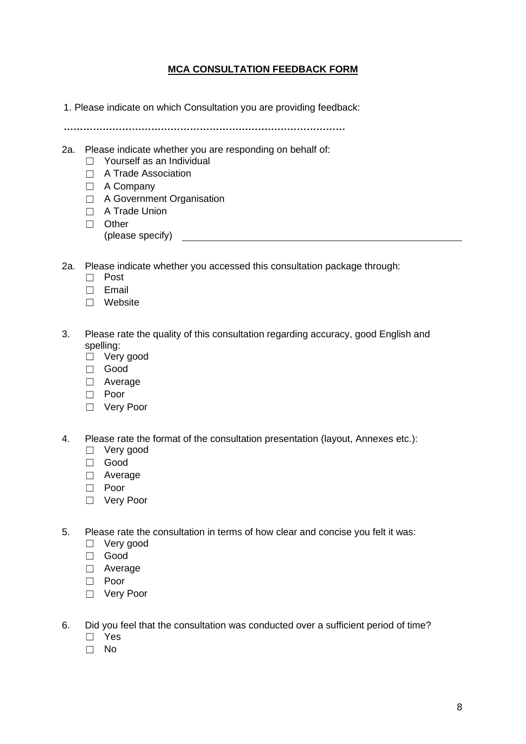**MCA CONSULTATION FEEDBACK FORM**

1. Please indicate on which Consultation you are providing feedback:

……………………………………………………………………………

2a. Please indicate whether you are responding on behalf of:
   - ☐ Yourself as an Individual
   - ☐ A Trade Association
   - ☐ A Company
   - ☐ A Government Organisation
   - ☐ A Trade Union
   - ☐ Other (please specify) ______________________________

2a. Please indicate whether you accessed this consultation package through:
   - ☐ Post
   - ☐ Email
   - ☐ Website

3. Please rate the quality of this consultation regarding accuracy, good English and spelling:
   - ☐ Very good
   - ☐ Good
   - ☐ Average
   - ☐ Poor
   - ☐ Very Poor

4. Please rate the format of the consultation presentation (layout, Annexes etc.):
   - ☐ Very good
   - ☐ Good
   - ☐ Average
   - ☐ Poor
   - ☐ Very Poor

5. Please rate the consultation in terms of how clear and concise you felt it was:
   - ☐ Very good
   - ☐ Good
   - ☐ Average
   - ☐ Poor
   - ☐ Very Poor

6. Did you feel that the consultation was conducted over a sufficient period of time?
   - ☐ Yes
   - ☐ No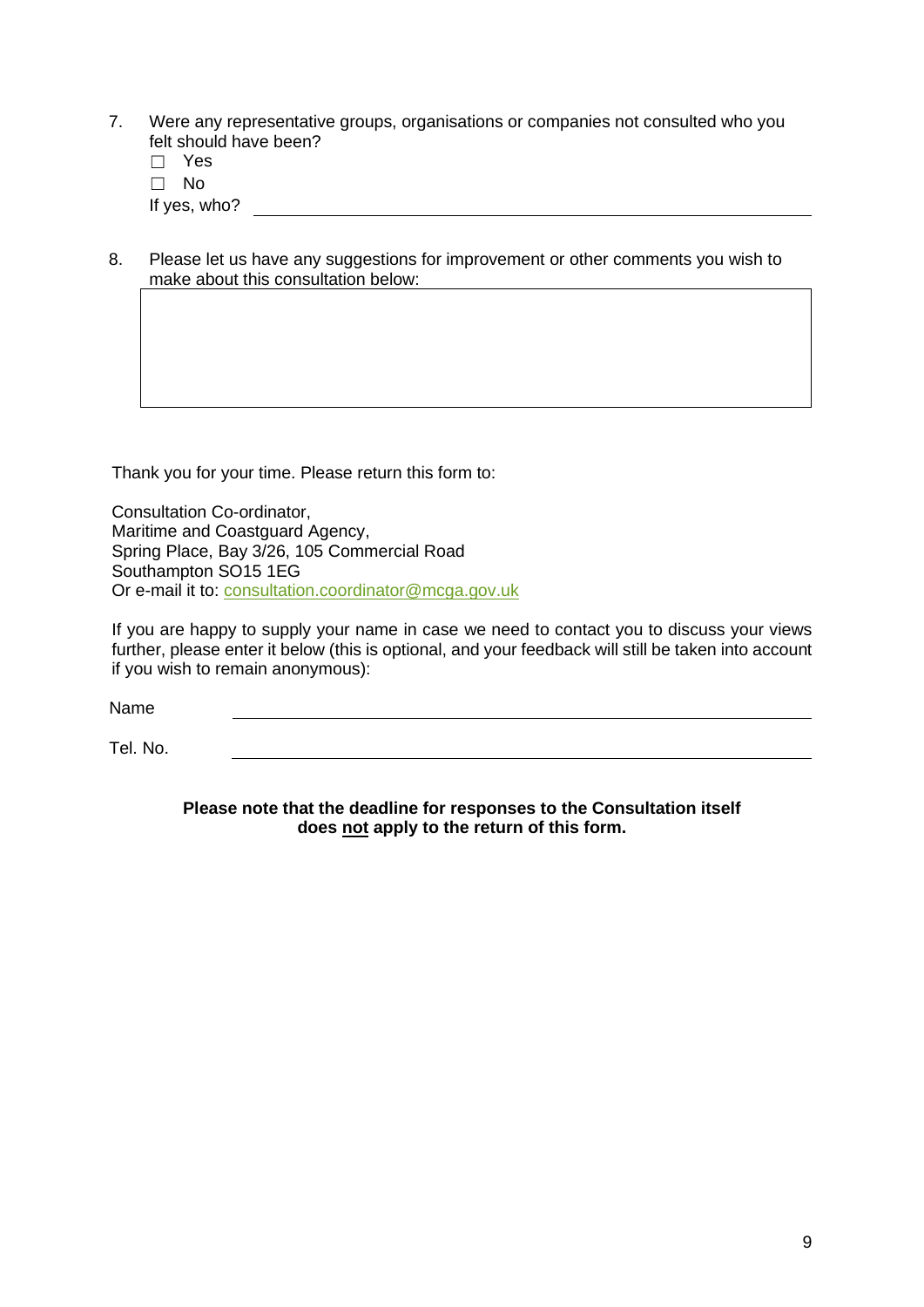7. Were any representative groups, organisations or companies not consulted who you felt should have been?

   ☐ Yes

   ☐ No

   If yes, who? ______________________________

8. Please let us have any suggestions for improvement or other comments you wish to make about this consultation below:

Thank you for your time. Please return this form to:

Consultation Co-ordinator,
Maritime and Coastguard Agency,
Spring Place, Bay 3/26, 105 Commercial Road
Southampton SO15 1EG
Or e-mail it to: consultation.coordinator@mcga.gov.uk

If you are happy to supply your name in case we need to contact you to discuss your views further, please enter it below (this is optional, and your feedback will still be taken into account if you wish to remain anonymous):

Name ______________________________

Tel. No. ______________________________

**Please note that the deadline for responses to the Consultation itself does not apply to the return of this form.**